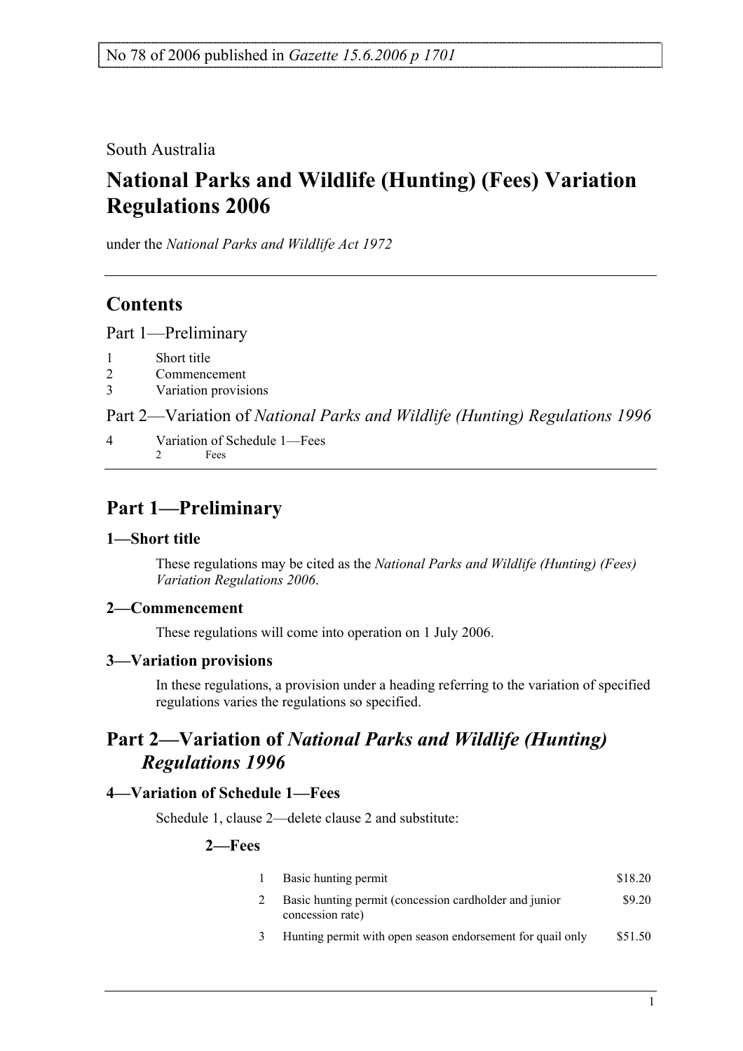No 78 of 2006 published in *Gazette 15.6.2006 p 1701*

South Australia

# National Parks and Wildlife (Hunting) (Fees) Variation Regulations 2006

under the *National Parks and Wildlife Act 1972*

## Contents

Part 1—Preliminary

1 Short title
2 Commencement
3 Variation provisions

Part 2—Variation of *National Parks and Wildlife (Hunting) Regulations 1996*

4 Variation of Schedule 1—Fees
  2 Fees

## Part 1—Preliminary

### 1—Short title

These regulations may be cited as the *National Parks and Wildlife (Hunting) (Fees) Variation Regulations 2006*.

### 2—Commencement

These regulations will come into operation on 1 July 2006.

### 3—Variation provisions

In these regulations, a provision under a heading referring to the variation of specified regulations varies the regulations so specified.

## Part 2—Variation of *National Parks and Wildlife (Hunting) Regulations 1996*

### 4—Variation of Schedule 1—Fees

Schedule 1, clause 2—delete clause 2 and substitute:

**2—Fees**

| | | |
|---|---|---|
| 1 | Basic hunting permit | $18.20 |
| 2 | Basic hunting permit (concession cardholder and junior concession rate) | $9.20 |
| 3 | Hunting permit with open season endorsement for quail only | $51.50 |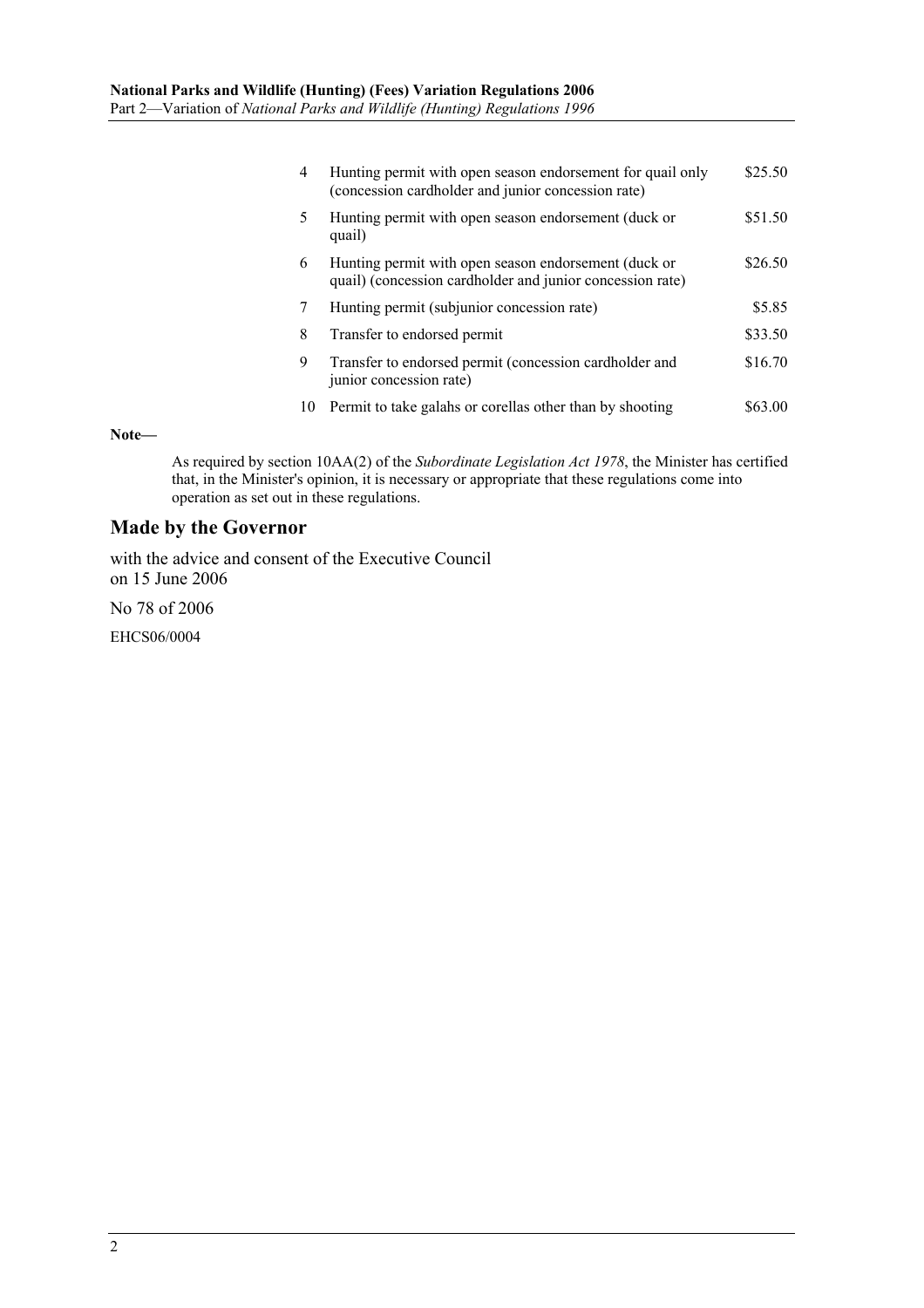| | | |
|---|---|---|
| 4 | Hunting permit with open season endorsement for quail only (concession cardholder and junior concession rate) | $25.50 |
| 5 | Hunting permit with open season endorsement (duck or quail) | $51.50 |
| 6 | Hunting permit with open season endorsement (duck or quail) (concession cardholder and junior concession rate) | $26.50 |
| 7 | Hunting permit (subjunior concession rate) | $5.85 |
| 8 | Transfer to endorsed permit | $33.50 |
| 9 | Transfer to endorsed permit (concession cardholder and junior concession rate) | $16.70 |
| 10 | Permit to take galahs or corellas other than by shooting | $63.00 |

**Note—**

As required by section 10AA(2) of the *Subordinate Legislation Act 1978*, the Minister has certified that, in the Minister's opinion, it is necessary or appropriate that these regulations come into operation as set out in these regulations.

## Made by the Governor

with the advice and consent of the Executive Council on 15 June 2006

No 78 of 2006

EHCS06/0004